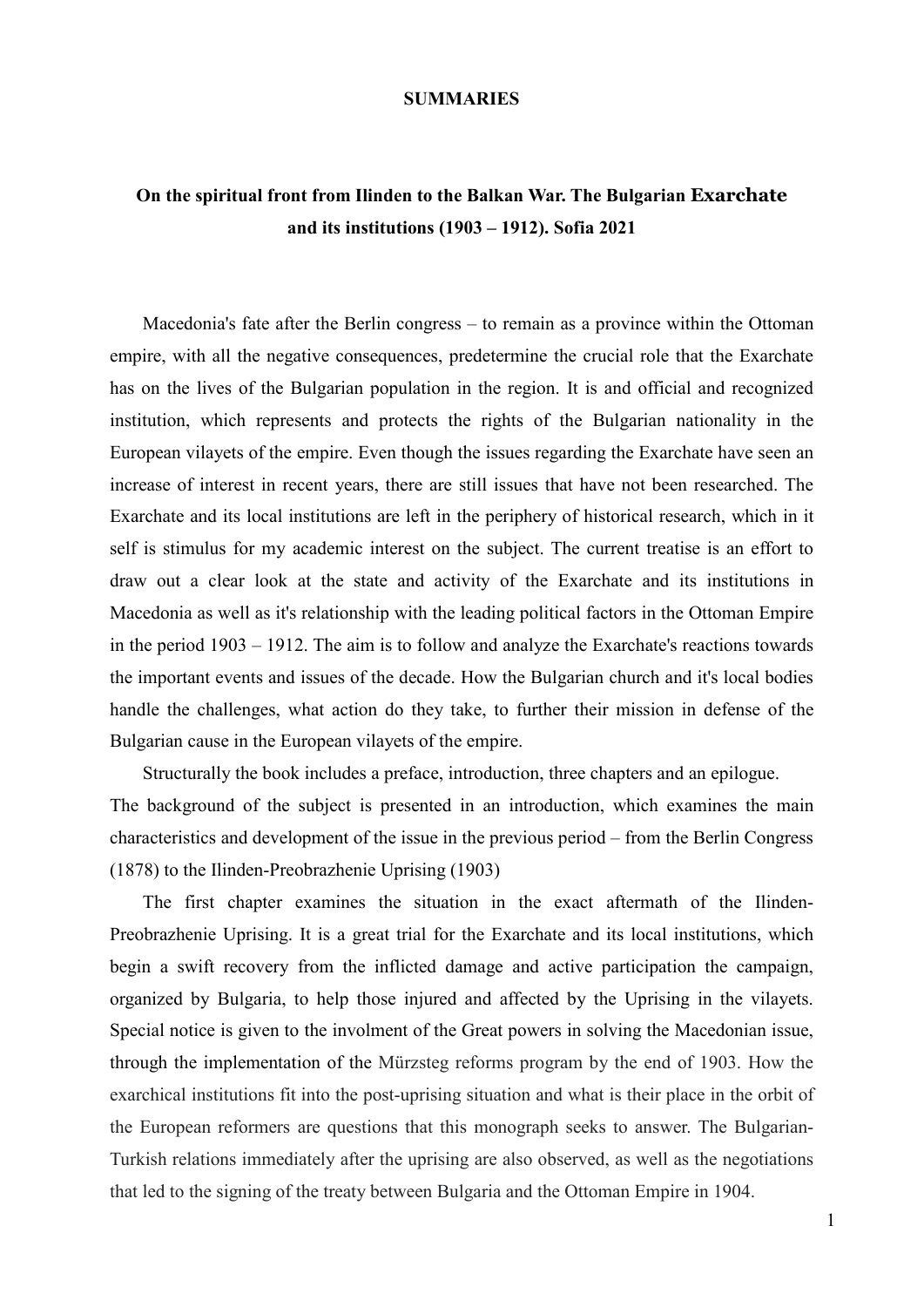# SUMMARIES

## On the spiritual front from Ilinden to the Balkan War. The Bulgarian Exarchate and its institutions (1903 – 1912). Sofia 2021

Macedonia's fate after the Berlin congress – to remain as a province within the Ottoman empire, with all the negative consequences, predetermine the crucial role that the Exarchate has on the lives of the Bulgarian population in the region. It is and official and recognized institution, which represents and protects the rights of the Bulgarian nationality in the European vilayets of the empire. Even though the issues regarding the Exarchate have seen an increase of interest in recent years, there are still issues that have not been researched. The Exarchate and its local institutions are left in the periphery of historical research, which in it self is stimulus for my academic interest on the subject. The current treatise is an effort to draw out a clear look at the state and activity of the Exarchate and its institutions in Macedonia as well as it's relationship with the leading political factors in the Ottoman Empire in the period 1903 – 1912. The aim is to follow and analyze the Exarchate's reactions towards the important events and issues of the decade. How the Bulgarian church and it's local bodies handle the challenges, what action do they take, to further their mission in defense of the Bulgarian cause in the European vilayets of the empire.

Structurally the book includes a preface, introduction, three chapters and an epilogue. The background of the subject is presented in an introduction, which examines the main characteristics and development of the issue in the previous period – from the Berlin Congress (1878) to the Ilinden-Preobrazhenie Uprising (1903)

The first chapter examines the situation in the exact aftermath of the Ilinden-Preobrazhenie Uprising. It is a great trial for the Exarchate and its local institutions, which begin a swift recovery from the inflicted damage and active participation the campaign, organized by Bulgaria, to help those injured and affected by the Uprising in the vilayets. Special notice is given to the involment of the Great powers in solving the Macedonian issue, through the implementation of the Mürzsteg reforms program by the end of 1903. How the exarchical institutions fit into the post-uprising situation and what is their place in the orbit of the European reformers are questions that this monograph seeks to answer. The Bulgarian-Turkish relations immediately after the uprising are also observed, as well as the negotiations that led to the signing of the treaty between Bulgaria and the Ottoman Empire in 1904.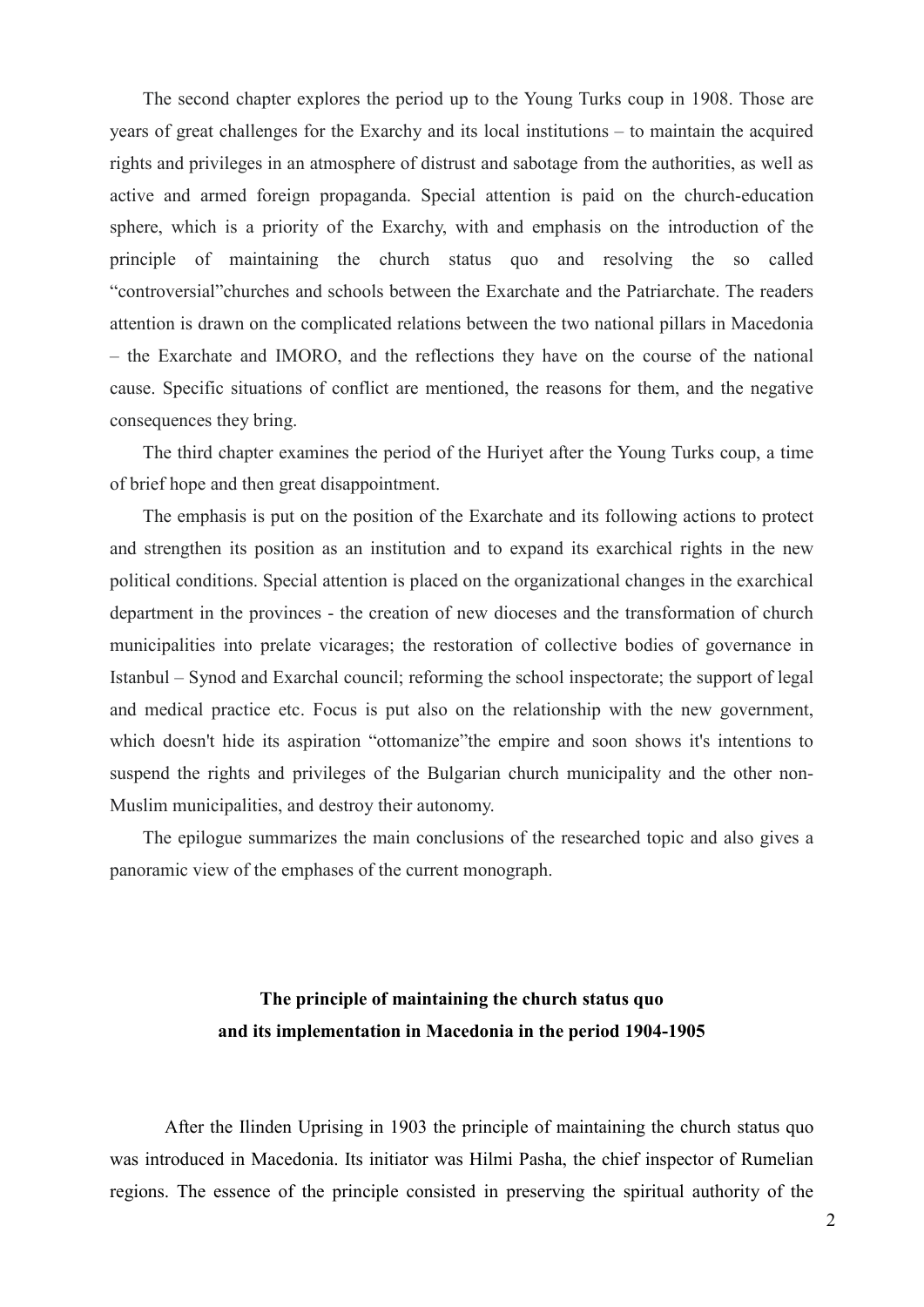The second chapter explores the period up to the Young Turks coup in 1908. Those are years of great challenges for the Exarchy and its local institutions – to maintain the acquired rights and privileges in an atmosphere of distrust and sabotage from the authorities, as well as active and armed foreign propaganda. Special attention is paid on the church-education sphere, which is a priority of the Exarchy, with and emphasis on the introduction of the principle of maintaining the church status quo and resolving the so called "controversial"churches and schools between the Exarchate and the Patriarchate. The readers attention is drawn on the complicated relations between the two national pillars in Macedonia – the Exarchate and IMORO, and the reflections they have on the course of the national cause. Specific situations of conflict are mentioned, the reasons for them, and the negative consequences they bring.

The third chapter examines the period of the Huriyet after the Young Turks coup, a time of brief hope and then great disappointment.

The emphasis is put on the position of the Exarchate and its following actions to protect and strengthen its position as an institution and to expand its exarchical rights in the new political conditions. Special attention is placed on the organizational changes in the exarchical department in the provinces - the creation of new dioceses and the transformation of church municipalities into prelate vicarages; the restoration of collective bodies of governance in Istanbul – Synod and Exarchal council; reforming the school inspectorate; the support of legal and medical practice etc. Focus is put also on the relationship with the new government, which doesn't hide its aspiration "ottomanize"the empire and soon shows it's intentions to suspend the rights and privileges of the Bulgarian church municipality and the other non-Muslim municipalities, and destroy their autonomy.

The epilogue summarizes the main conclusions of the researched topic and also gives a panoramic view of the emphases of the current monograph.

## The principle of maintaining the church status quo and its implementation in Macedonia in the period 1904-1905

After the Ilinden Uprising in 1903 the principle of maintaining the church status quo was introduced in Macedonia. Its initiator was Hilmi Pasha, the chief inspector of Rumelian regions. The essence of the principle consisted in preserving the spiritual authority of the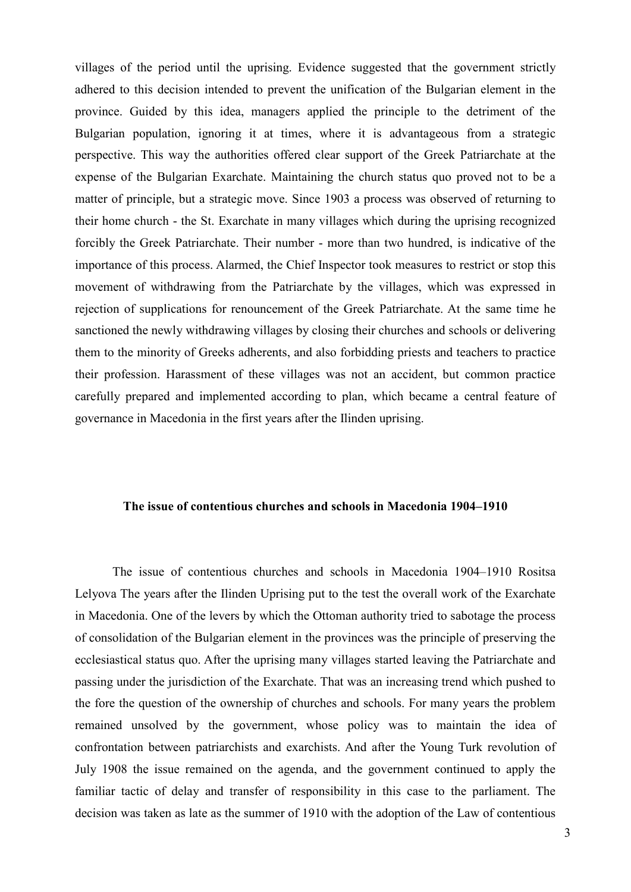villages of the period until the uprising. Evidence suggested that the government strictly adhered to this decision intended to prevent the unification of the Bulgarian element in the province. Guided by this idea, managers applied the principle to the detriment of the Bulgarian population, ignoring it at times, where it is advantageous from a strategic perspective. This way the authorities offered clear support of the Greek Patriarchate at the expense of the Bulgarian Exarchate. Maintaining the church status quo proved not to be a matter of principle, but a strategic move. Since 1903 a process was observed of returning to their home church - the St. Exarchate in many villages which during the uprising recognized forcibly the Greek Patriarchate. Their number - more than two hundred, is indicative of the importance of this process. Alarmed, the Chief Inspector took measures to restrict or stop this movement of withdrawing from the Patriarchate by the villages, which was expressed in rejection of supplications for renouncement of the Greek Patriarchate. At the same time he sanctioned the newly withdrawing villages by closing their churches and schools or delivering them to the minority of Greeks adherents, and also forbidding priests and teachers to practice their profession. Harassment of these villages was not an accident, but common practice carefully prepared and implemented according to plan, which became a central feature of governance in Macedonia in the first years after the Ilinden uprising.

## The issue of contentious churches and schools in Macedonia 1904–1910

The issue of contentious churches and schools in Macedonia 1904–1910 Rositsa Lelyova The years after the Ilinden Uprising put to the test the overall work of the Exarchate in Macedonia. One of the levers by which the Ottoman authority tried to sabotage the process of consolidation of the Bulgarian element in the provinces was the principle of preserving the ecclesiastical status quo. After the uprising many villages started leaving the Patriarchate and passing under the jurisdiction of the Exarchate. That was an increasing trend which pushed to the fore the question of the ownership of churches and schools. For many years the problem remained unsolved by the government, whose policy was to maintain the idea of confrontation between patriarchists and exarchists. And after the Young Turk revolution of July 1908 the issue remained on the agenda, and the government continued to apply the familiar tactic of delay and transfer of responsibility in this case to the parliament. The decision was taken as late as the summer of 1910 with the adoption of the Law of contentious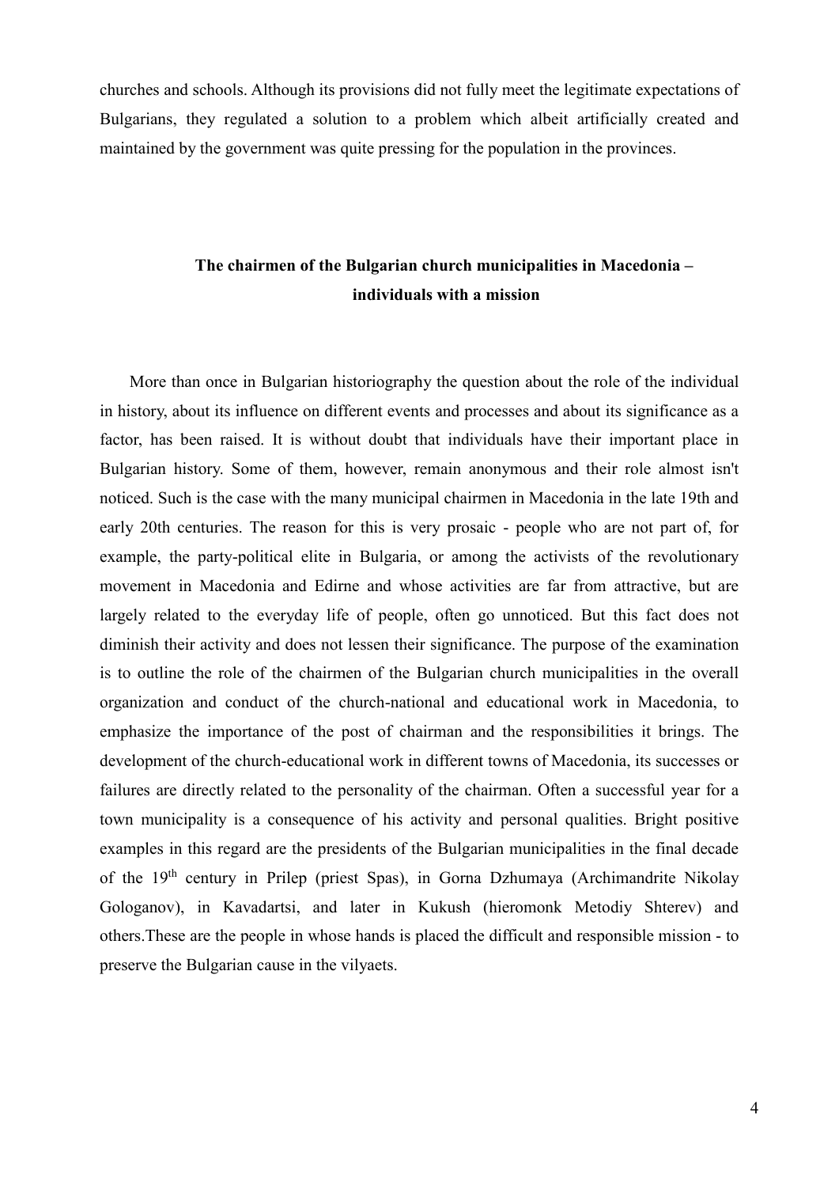churches and schools. Although its provisions did not fully meet the legitimate expectations of Bulgarians, they regulated a solution to a problem which albeit artificially created and maintained by the government was quite pressing for the population in the provinces.

## The chairmen of the Bulgarian church municipalities in Macedonia – individuals with a mission

More than once in Bulgarian historiography the question about the role of the individual in history, about its influence on different events and processes and about its significance as a factor, has been raised. It is without doubt that individuals have their important place in Bulgarian history. Some of them, however, remain anonymous and their role almost isn't noticed. Such is the case with the many municipal chairmen in Macedonia in the late 19th and early 20th centuries. The reason for this is very prosaic - people who are not part of, for example, the party-political elite in Bulgaria, or among the activists of the revolutionary movement in Macedonia and Edirne and whose activities are far from attractive, but are largely related to the everyday life of people, often go unnoticed. But this fact does not diminish their activity and does not lessen their significance. The purpose of the examination is to outline the role of the chairmen of the Bulgarian church municipalities in the overall organization and conduct of the church-national and educational work in Macedonia, to emphasize the importance of the post of chairman and the responsibilities it brings. The development of the church-educational work in different towns of Macedonia, its successes or failures are directly related to the personality of the chairman. Often a successful year for a town municipality is a consequence of his activity and personal qualities. Bright positive examples in this regard are the presidents of the Bulgarian municipalities in the final decade of the 19th century in Prilep (priest Spas), in Gorna Dzhumaya (Archimandrite Nikolay Gologanov), in Kavadartsi, and later in Kukush (hieromonk Metodiy Shterev) and others.These are the people in whose hands is placed the difficult and responsible mission - to preserve the Bulgarian cause in the vilyaets.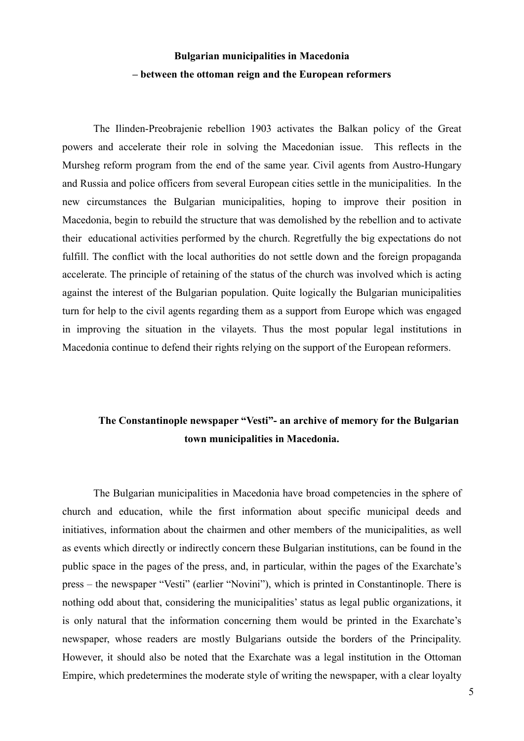**Bulgarian municipalities in Macedonia**

**– between the ottoman reign and the European reformers**

The Ilinden-Preobrajenie rebellion 1903 activates the Balkan policy of the Great powers and accelerate their role in solving the Macedonian issue. This reflects in the Mursheg reform program from the end of the same year. Civil agents from Austro-Hungary and Russia and police officers from several European cities settle in the municipalities. In the new circumstances the Bulgarian municipalities, hoping to improve their position in Macedonia, begin to rebuild the structure that was demolished by the rebellion and to activate their educational activities performed by the church. Regretfully the big expectations do not fulfill. The conflict with the local authorities do not settle down and the foreign propaganda accelerate. The principle of retaining of the status of the church was involved which is acting against the interest of the Bulgarian population. Quite logically the Bulgarian municipalities turn for help to the civil agents regarding them as a support from Europe which was engaged in improving the situation in the vilayets. Thus the most popular legal institutions in Macedonia continue to defend their rights relying on the support of the European reformers.

**The Constantinople newspaper "Vesti"- an archive of memory for the Bulgarian town municipalities in Macedonia.**

The Bulgarian municipalities in Macedonia have broad competencies in the sphere of church and education, while the first information about specific municipal deeds and initiatives, information about the chairmen and other members of the municipalities, as well as events which directly or indirectly concern these Bulgarian institutions, can be found in the public space in the pages of the press, and, in particular, within the pages of the Exarchate's press – the newspaper "Vesti" (earlier "Novini"), which is printed in Constantinople. There is nothing odd about that, considering the municipalities' status as legal public organizations, it is only natural that the information concerning them would be printed in the Exarchate's newspaper, whose readers are mostly Bulgarians outside the borders of the Principality. However, it should also be noted that the Exarchate was a legal institution in the Ottoman Empire, which predetermines the moderate style of writing the newspaper, with a clear loyalty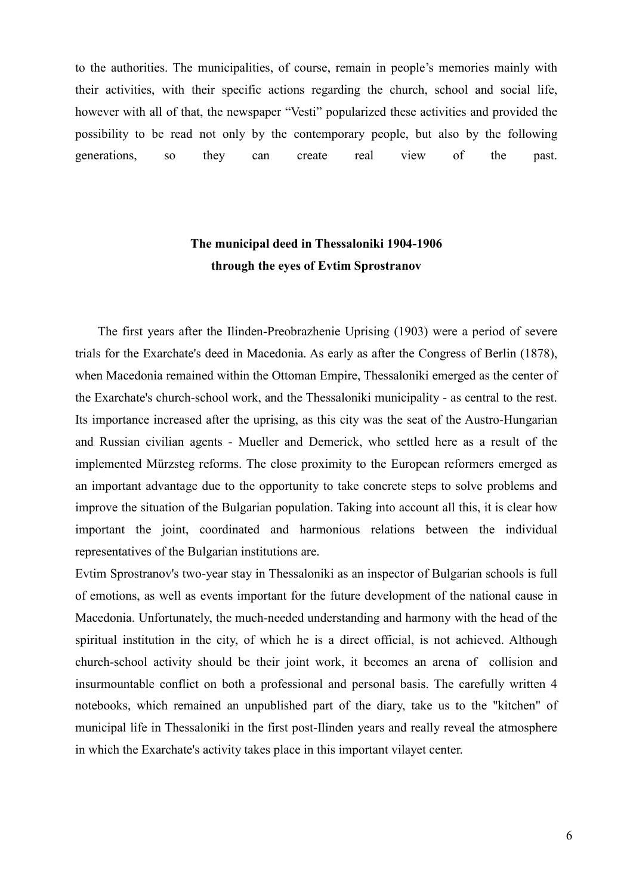to the authorities. The municipalities, of course, remain in people's memories mainly with their activities, with their specific actions regarding the church, school and social life, however with all of that, the newspaper "Vesti" popularized these activities and provided the possibility to be read not only by the contemporary people, but also by the following generations, so they can create real view of the past.

## The municipal deed in Thessaloniki 1904-1906 through the eyes of Evtim Sprostranov

The first years after the Ilinden-Preobrazhenie Uprising (1903) were a period of severe trials for the Exarchate's deed in Macedonia. As early as after the Congress of Berlin (1878), when Macedonia remained within the Ottoman Empire, Thessaloniki emerged as the center of the Exarchate's church-school work, and the Thessaloniki municipality - as central to the rest. Its importance increased after the uprising, as this city was the seat of the Austro-Hungarian and Russian civilian agents - Mueller and Demerick, who settled here as a result of the implemented Mürzsteg reforms. The close proximity to the European reformers emerged as an important advantage due to the opportunity to take concrete steps to solve problems and improve the situation of the Bulgarian population. Taking into account all this, it is clear how important the joint, coordinated and harmonious relations between the individual representatives of the Bulgarian institutions are.

Evtim Sprostranov's two-year stay in Thessaloniki as an inspector of Bulgarian schools is full of emotions, as well as events important for the future development of the national cause in Macedonia. Unfortunately, the much-needed understanding and harmony with the head of the spiritual institution in the city, of which he is a direct official, is not achieved. Although church-school activity should be their joint work, it becomes an arena of collision and insurmountable conflict on both a professional and personal basis. The carefully written 4 notebooks, which remained an unpublished part of the diary, take us to the "kitchen" of municipal life in Thessaloniki in the first post-Ilinden years and really reveal the atmosphere in which the Exarchate's activity takes place in this important vilayet center.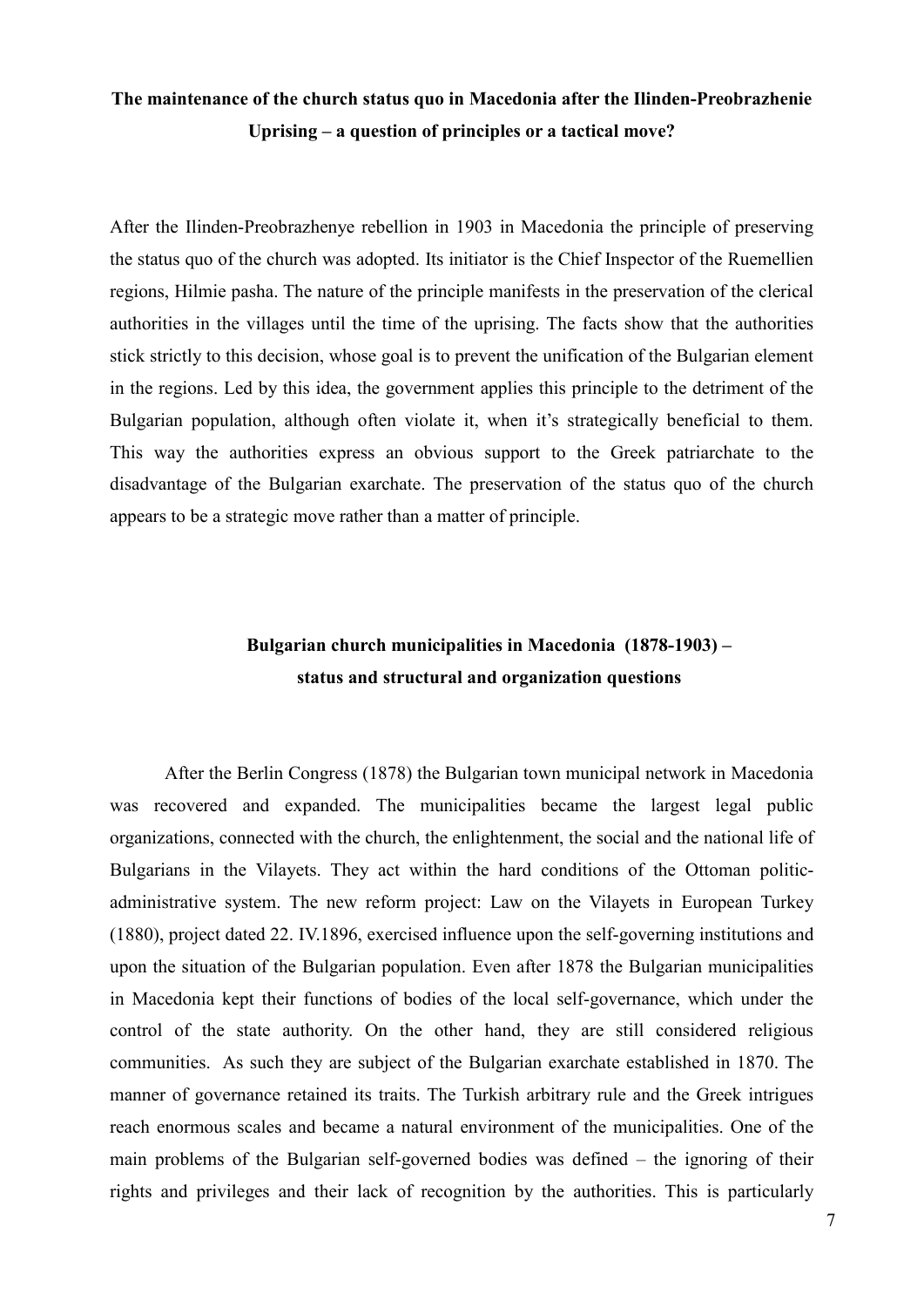**The maintenance of the church status quo in Macedonia after the Ilinden-Preobrazhenie Uprising – a question of principles or a tactical move?**

After the Ilinden-Preobrazhenye rebellion in 1903 in Macedonia the principle of preserving the status quo of the church was adopted. Its initiator is the Chief Inspector of the Ruemellien regions, Hilmie pasha. The nature of the principle manifests in the preservation of the clerical authorities in the villages until the time of the uprising. The facts show that the authorities stick strictly to this decision, whose goal is to prevent the unification of the Bulgarian element in the regions. Led by this idea, the government applies this principle to the detriment of the Bulgarian population, although often violate it, when it's strategically beneficial to them. This way the authorities express an obvious support to the Greek patriarchate to the disadvantage of the Bulgarian exarchate. The preservation of the status quo of the church appears to be a strategic move rather than a matter of principle.

**Bulgarian church municipalities in Macedonia (1878-1903) – status and structural and organization questions**

After the Berlin Congress (1878) the Bulgarian town municipal network in Macedonia was recovered and expanded. The municipalities became the largest legal public organizations, connected with the church, the enlightenment, the social and the national life of Bulgarians in the Vilayets. They act within the hard conditions of the Ottoman politic-administrative system. The new reform project: Law on the Vilayets in European Turkey (1880), project dated 22. IV.1896, exercised influence upon the self-governing institutions and upon the situation of the Bulgarian population. Even after 1878 the Bulgarian municipalities in Macedonia kept their functions of bodies of the local self-governance, which under the control of the state authority. On the other hand, they are still considered religious communities. As such they are subject of the Bulgarian exarchate established in 1870. The manner of governance retained its traits. The Turkish arbitrary rule and the Greek intrigues reach enormous scales and became a natural environment of the municipalities. One of the main problems of the Bulgarian self-governed bodies was defined – the ignoring of their rights and privileges and their lack of recognition by the authorities. This is particularly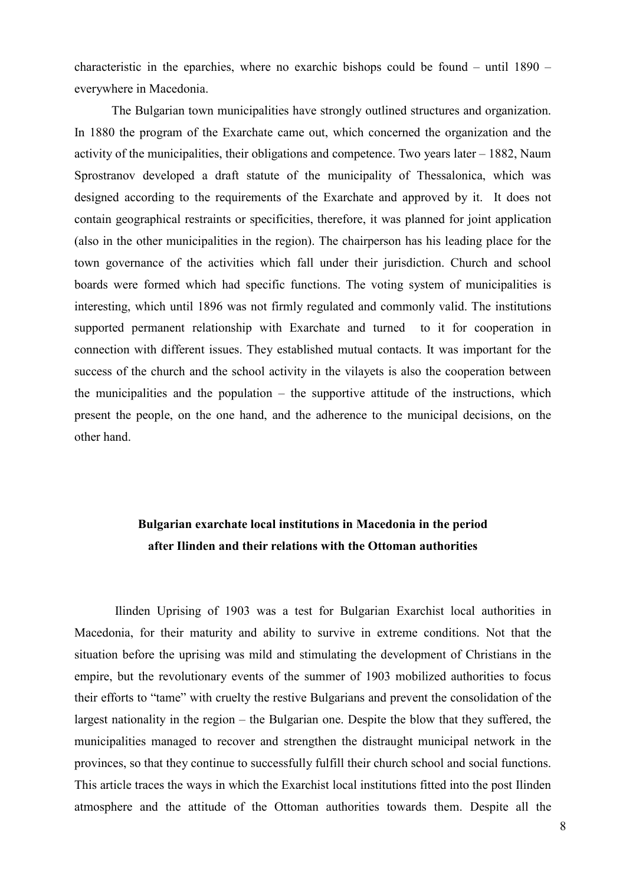characteristic in the eparchies, where no exarchic bishops could be found – until 1890 – everywhere in Macedonia.

The Bulgarian town municipalities have strongly outlined structures and organization. In 1880 the program of the Exarchate came out, which concerned the organization and the activity of the municipalities, their obligations and competence. Two years later – 1882, Naum Sprostranov developed a draft statute of the municipality of Thessalonica, which was designed according to the requirements of the Exarchate and approved by it. It does not contain geographical restraints or specificities, therefore, it was planned for joint application (also in the other municipalities in the region). The chairperson has his leading place for the town governance of the activities which fall under their jurisdiction. Church and school boards were formed which had specific functions. The voting system of municipalities is interesting, which until 1896 was not firmly regulated and commonly valid. The institutions supported permanent relationship with Exarchate and turned to it for cooperation in connection with different issues. They established mutual contacts. It was important for the success of the church and the school activity in the vilayets is also the cooperation between the municipalities and the population – the supportive attitude of the instructions, which present the people, on the one hand, and the adherence to the municipal decisions, on the other hand.

## Bulgarian exarchate local institutions in Macedonia in the period after Ilinden and their relations with the Ottoman authorities

Ilinden Uprising of 1903 was a test for Bulgarian Exarchist local authorities in Macedonia, for their maturity and ability to survive in extreme conditions. Not that the situation before the uprising was mild and stimulating the development of Christians in the empire, but the revolutionary events of the summer of 1903 mobilized authorities to focus their efforts to "tame" with cruelty the restive Bulgarians and prevent the consolidation of the largest nationality in the region – the Bulgarian one. Despite the blow that they suffered, the municipalities managed to recover and strengthen the distraught municipal network in the provinces, so that they continue to successfully fulfill their church school and social functions. This article traces the ways in which the Exarchist local institutions fitted into the post Ilinden atmosphere and the attitude of the Ottoman authorities towards them. Despite all the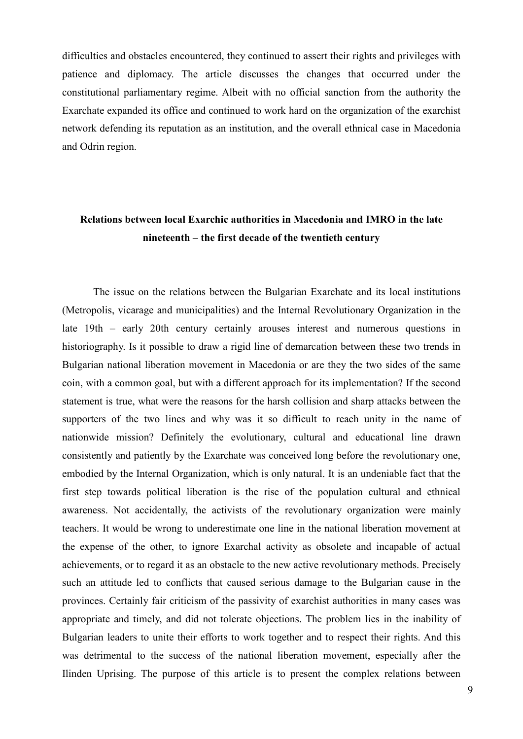difficulties and obstacles encountered, they continued to assert their rights and privileges with patience and diplomacy. The article discusses the changes that occurred under the constitutional parliamentary regime. Albeit with no official sanction from the authority the Exarchate expanded its office and continued to work hard on the organization of the exarchist network defending its reputation as an institution, and the overall ethnical case in Macedonia and Odrin region.

## Relations between local Exarchic authorities in Macedonia and IMRO in the late nineteenth – the first decade of the twentieth century

The issue on the relations between the Bulgarian Exarchate and its local institutions (Metropolis, vicarage and municipalities) and the Internal Revolutionary Organization in the late 19th – early 20th century certainly arouses interest and numerous questions in historiography. Is it possible to draw a rigid line of demarcation between these two trends in Bulgarian national liberation movement in Macedonia or are they the two sides of the same coin, with a common goal, but with a different approach for its implementation? If the second statement is true, what were the reasons for the harsh collision and sharp attacks between the supporters of the two lines and why was it so difficult to reach unity in the name of nationwide mission? Definitely the evolutionary, cultural and educational line drawn consistently and patiently by the Exarchate was conceived long before the revolutionary one, embodied by the Internal Organization, which is only natural. It is an undeniable fact that the first step towards political liberation is the rise of the population cultural and ethnical awareness. Not accidentally, the activists of the revolutionary organization were mainly teachers. It would be wrong to underestimate one line in the national liberation movement at the expense of the other, to ignore Exarchal activity as obsolete and incapable of actual achievements, or to regard it as an obstacle to the new active revolutionary methods. Precisely such an attitude led to conflicts that caused serious damage to the Bulgarian cause in the provinces. Certainly fair criticism of the passivity of exarchist authorities in many cases was appropriate and timely, and did not tolerate objections. The problem lies in the inability of Bulgarian leaders to unite their efforts to work together and to respect their rights. And this was detrimental to the success of the national liberation movement, especially after the Ilinden Uprising. The purpose of this article is to present the complex relations between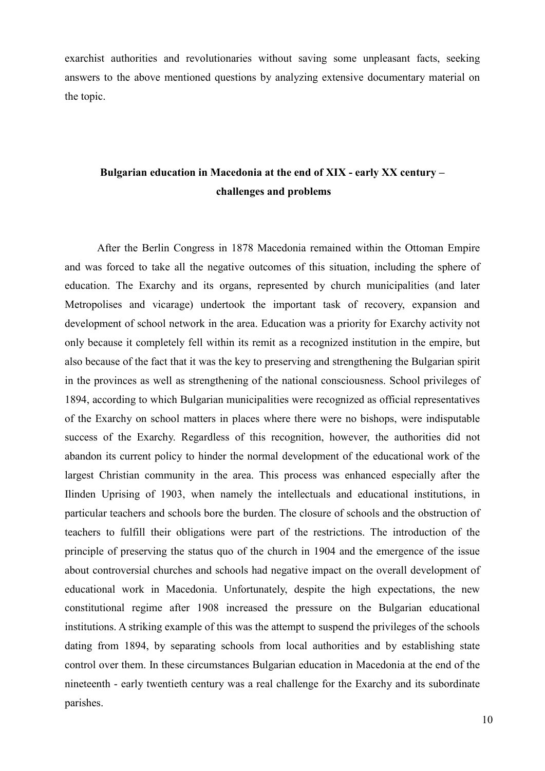exarchist authorities and revolutionaries without saving some unpleasant facts, seeking answers to the above mentioned questions by analyzing extensive documentary material on the topic.

## Bulgarian education in Macedonia at the end of XIX - early XX century – challenges and problems

After the Berlin Congress in 1878 Macedonia remained within the Ottoman Empire and was forced to take all the negative outcomes of this situation, including the sphere of education. The Exarchy and its organs, represented by church municipalities (and later Metropolises and vicarage) undertook the important task of recovery, expansion and development of school network in the area. Education was a priority for Exarchy activity not only because it completely fell within its remit as a recognized institution in the empire, but also because of the fact that it was the key to preserving and strengthening the Bulgarian spirit in the provinces as well as strengthening of the national consciousness. School privileges of 1894, according to which Bulgarian municipalities were recognized as official representatives of the Exarchy on school matters in places where there were no bishops, were indisputable success of the Exarchy. Regardless of this recognition, however, the authorities did not abandon its current policy to hinder the normal development of the educational work of the largest Christian community in the area. This process was enhanced especially after the Ilinden Uprising of 1903, when namely the intellectuals and educational institutions, in particular teachers and schools bore the burden. The closure of schools and the obstruction of teachers to fulfill their obligations were part of the restrictions. The introduction of the principle of preserving the status quo of the church in 1904 and the emergence of the issue about controversial churches and schools had negative impact on the overall development of educational work in Macedonia. Unfortunately, despite the high expectations, the new constitutional regime after 1908 increased the pressure on the Bulgarian educational institutions. A striking example of this was the attempt to suspend the privileges of the schools dating from 1894, by separating schools from local authorities and by establishing state control over them. In these circumstances Bulgarian education in Macedonia at the end of the nineteenth - early twentieth century was a real challenge for the Exarchy and its subordinate parishes.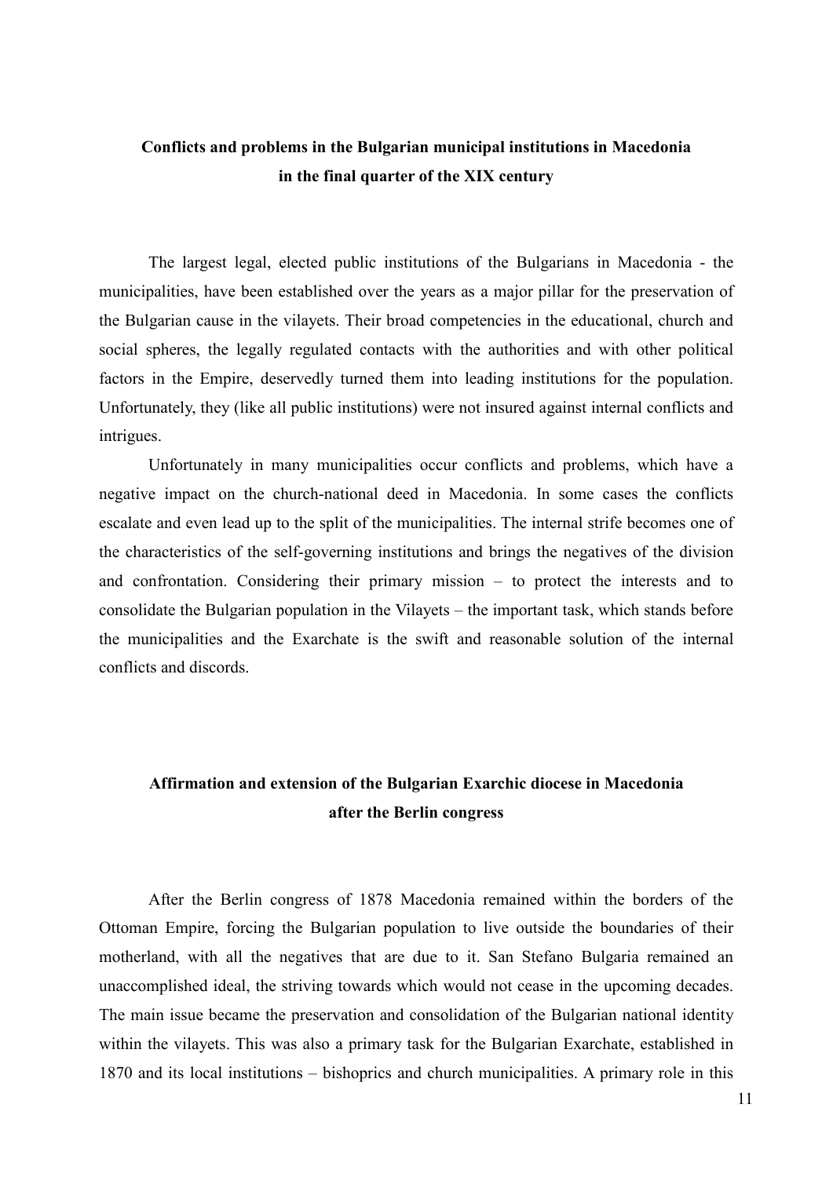## Conflicts and problems in the Bulgarian municipal institutions in Macedonia in the final quarter of the XIX century

The largest legal, elected public institutions of the Bulgarians in Macedonia - the municipalities, have been established over the years as a major pillar for the preservation of the Bulgarian cause in the vilayets. Their broad competencies in the educational, church and social spheres, the legally regulated contacts with the authorities and with other political factors in the Empire, deservedly turned them into leading institutions for the population. Unfortunately, they (like all public institutions) were not insured against internal conflicts and intrigues.

Unfortunately in many municipalities occur conflicts and problems, which have a negative impact on the church-national deed in Macedonia. In some cases the conflicts escalate and even lead up to the split of the municipalities. The internal strife becomes one of the characteristics of the self-governing institutions and brings the negatives of the division and confrontation. Considering their primary mission – to protect the interests and to consolidate the Bulgarian population in the Vilayets – the important task, which stands before the municipalities and the Exarchate is the swift and reasonable solution of the internal conflicts and discords.

## Affirmation and extension of the Bulgarian Exarchic diocese in Macedonia after the Berlin congress

After the Berlin congress of 1878 Macedonia remained within the borders of the Ottoman Empire, forcing the Bulgarian population to live outside the boundaries of their motherland, with all the negatives that are due to it. San Stefano Bulgaria remained an unaccomplished ideal, the striving towards which would not cease in the upcoming decades. The main issue became the preservation and consolidation of the Bulgarian national identity within the vilayets. This was also a primary task for the Bulgarian Exarchate, established in 1870 and its local institutions – bishoprics and church municipalities. A primary role in this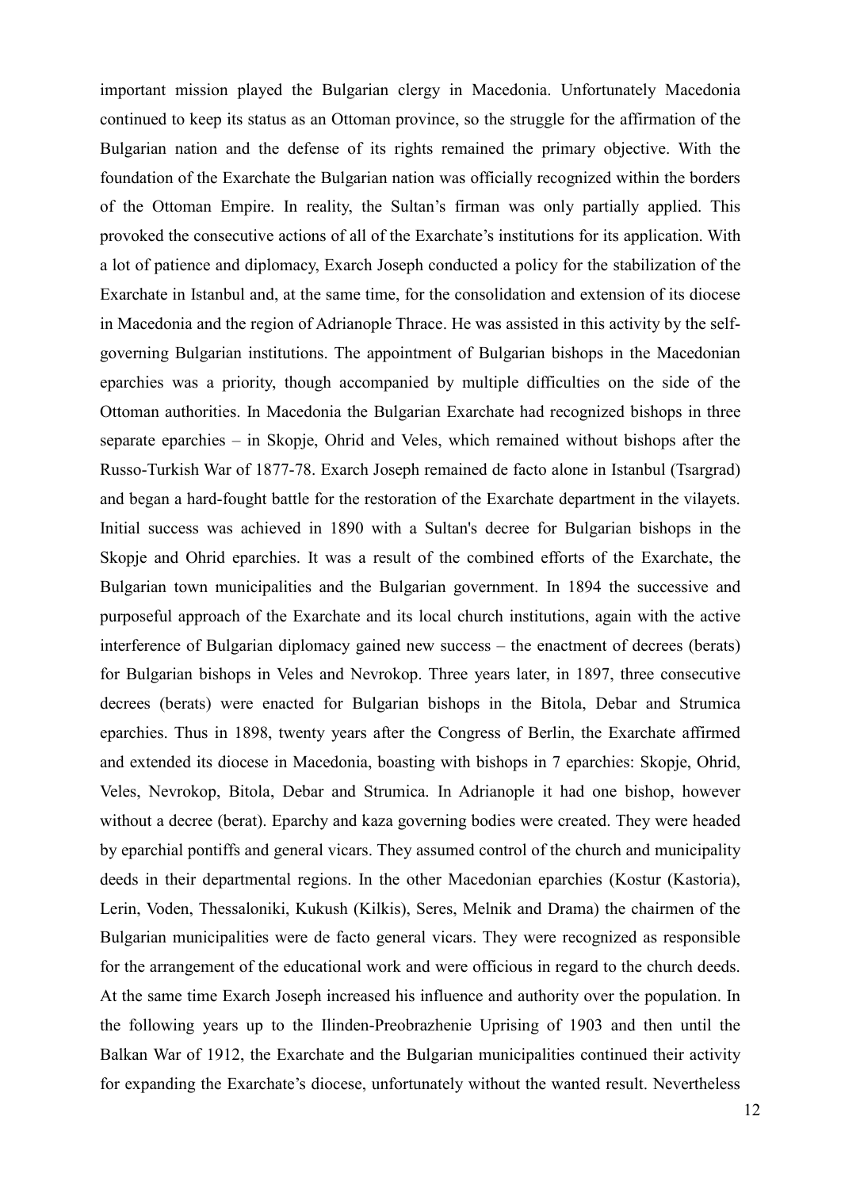important mission played the Bulgarian clergy in Macedonia. Unfortunately Macedonia continued to keep its status as an Ottoman province, so the struggle for the affirmation of the Bulgarian nation and the defense of its rights remained the primary objective. With the foundation of the Exarchate the Bulgarian nation was officially recognized within the borders of the Ottoman Empire. In reality, the Sultan's firman was only partially applied. This provoked the consecutive actions of all of the Exarchate's institutions for its application. With a lot of patience and diplomacy, Exarch Joseph conducted a policy for the stabilization of the Exarchate in Istanbul and, at the same time, for the consolidation and extension of its diocese in Macedonia and the region of Adrianople Thrace. He was assisted in this activity by the self-governing Bulgarian institutions. The appointment of Bulgarian bishops in the Macedonian eparchies was a priority, though accompanied by multiple difficulties on the side of the Ottoman authorities. In Macedonia the Bulgarian Exarchate had recognized bishops in three separate eparchies – in Skopje, Ohrid and Veles, which remained without bishops after the Russo-Turkish War of 1877-78. Exarch Joseph remained de facto alone in Istanbul (Tsargrad) and began a hard-fought battle for the restoration of the Exarchate department in the vilayets. Initial success was achieved in 1890 with a Sultan's decree for Bulgarian bishops in the Skopje and Ohrid eparchies. It was a result of the combined efforts of the Exarchate, the Bulgarian town municipalities and the Bulgarian government. In 1894 the successive and purposeful approach of the Exarchate and its local church institutions, again with the active interference of Bulgarian diplomacy gained new success – the enactment of decrees (berats) for Bulgarian bishops in Veles and Nevrokop. Three years later, in 1897, three consecutive decrees (berats) were enacted for Bulgarian bishops in the Bitola, Debar and Strumica eparchies. Thus in 1898, twenty years after the Congress of Berlin, the Exarchate affirmed and extended its diocese in Macedonia, boasting with bishops in 7 eparchies: Skopje, Ohrid, Veles, Nevrokop, Bitola, Debar and Strumica. In Adrianople it had one bishop, however without a decree (berat). Eparchy and kaza governing bodies were created. They were headed by eparchial pontiffs and general vicars. They assumed control of the church and municipality deeds in their departmental regions. In the other Macedonian eparchies (Kostur (Kastoria), Lerin, Voden, Thessaloniki, Kukush (Kilkis), Seres, Melnik and Drama) the chairmen of the Bulgarian municipalities were de facto general vicars. They were recognized as responsible for the arrangement of the educational work and were officious in regard to the church deeds. At the same time Exarch Joseph increased his influence and authority over the population. In the following years up to the Ilinden-Preobrazhenie Uprising of 1903 and then until the Balkan War of 1912, the Exarchate and the Bulgarian municipalities continued their activity for expanding the Exarchate's diocese, unfortunately without the wanted result. Nevertheless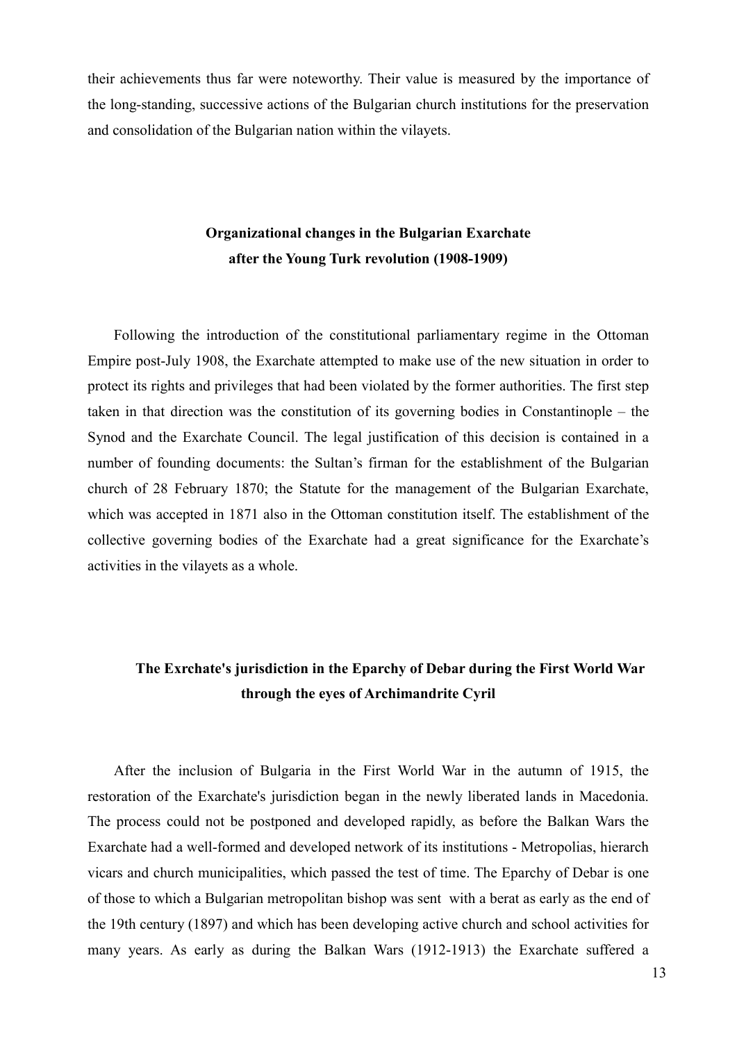their achievements thus far were noteworthy. Their value is measured by the importance of the long-standing, successive actions of the Bulgarian church institutions for the preservation and consolidation of the Bulgarian nation within the vilayets.

## Organizational changes in the Bulgarian Exarchate after the Young Turk revolution (1908-1909)

Following the introduction of the constitutional parliamentary regime in the Ottoman Empire post-July 1908, the Exarchate attempted to make use of the new situation in order to protect its rights and privileges that had been violated by the former authorities. The first step taken in that direction was the constitution of its governing bodies in Constantinople – the Synod and the Exarchate Council. The legal justification of this decision is contained in a number of founding documents: the Sultan's firman for the establishment of the Bulgarian church of 28 February 1870; the Statute for the management of the Bulgarian Exarchate, which was accepted in 1871 also in the Ottoman constitution itself. The establishment of the collective governing bodies of the Exarchate had a great significance for the Exarchate's activities in the vilayets as a whole.

## The Exrchate's jurisdiction in the Eparchy of Debar during the First World War through the eyes of Archimandrite Cyril

After the inclusion of Bulgaria in the First World War in the autumn of 1915, the restoration of the Exarchate's jurisdiction began in the newly liberated lands in Macedonia. The process could not be postponed and developed rapidly, as before the Balkan Wars the Exarchate had a well-formed and developed network of its institutions - Metropolias, hierarch vicars and church municipalities, which passed the test of time. The Eparchy of Debar is one of those to which a Bulgarian metropolitan bishop was sent with a berat as early as the end of the 19th century (1897) and which has been developing active church and school activities for many years. As early as during the Balkan Wars (1912-1913) the Exarchate suffered a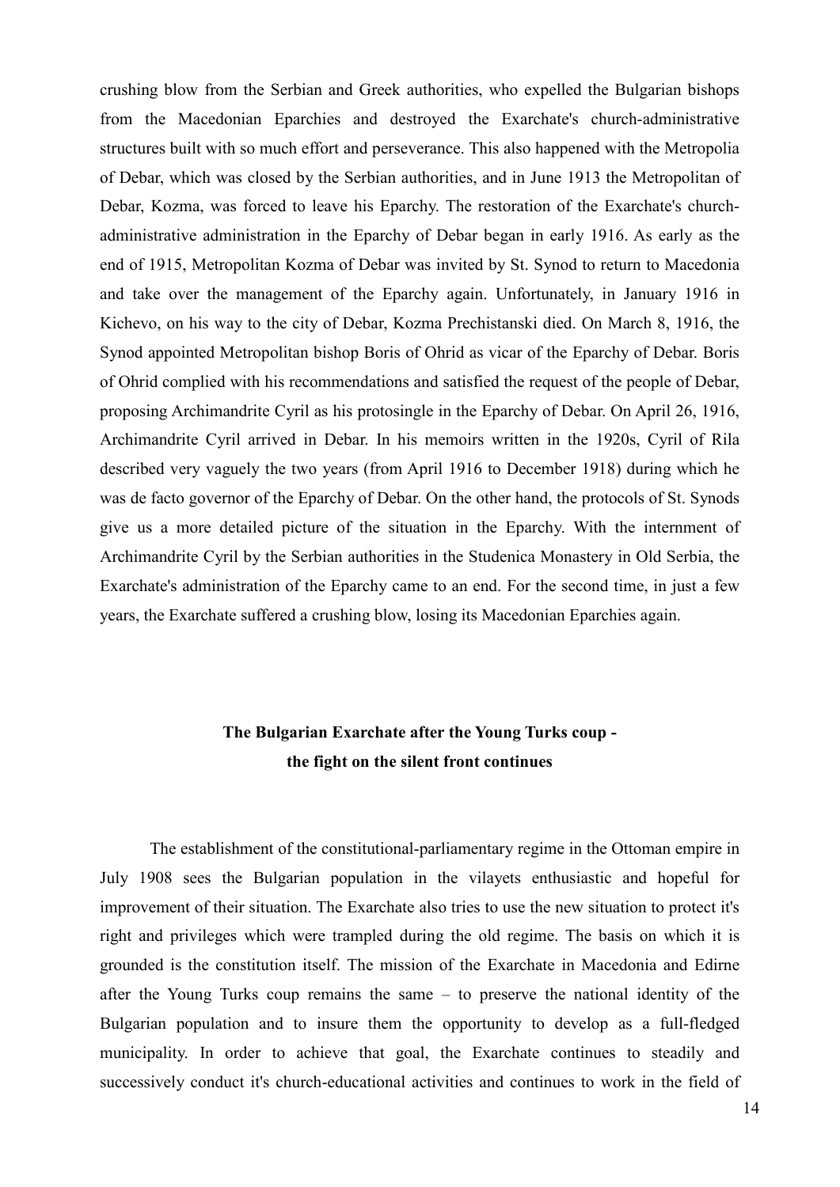crushing blow from the Serbian and Greek authorities, who expelled the Bulgarian bishops from the Macedonian Eparchies and destroyed the Exarchate's church-administrative structures built with so much effort and perseverance. This also happened with the Metropolia of Debar, which was closed by the Serbian authorities, and in June 1913 the Metropolitan of Debar, Kozma, was forced to leave his Eparchy. The restoration of the Exarchate's church-administrative administration in the Eparchy of Debar began in early 1916. As early as the end of 1915, Metropolitan Kozma of Debar was invited by St. Synod to return to Macedonia and take over the management of the Eparchy again. Unfortunately, in January 1916 in Kichevo, on his way to the city of Debar, Kozma Prechistanski died. On March 8, 1916, the Synod appointed Metropolitan bishop Boris of Ohrid as vicar of the Eparchy of Debar. Boris of Ohrid complied with his recommendations and satisfied the request of the people of Debar, proposing Archimandrite Cyril as his protosingle in the Eparchy of Debar. On April 26, 1916, Archimandrite Cyril arrived in Debar. In his memoirs written in the 1920s, Cyril of Rila described very vaguely the two years (from April 1916 to December 1918) during which he was de facto governor of the Eparchy of Debar. On the other hand, the protocols of St. Synods give us a more detailed picture of the situation in the Eparchy. With the internment of Archimandrite Cyril by the Serbian authorities in the Studenica Monastery in Old Serbia, the Exarchate's administration of the Eparchy came to an end. For the second time, in just a few years, the Exarchate suffered a crushing blow, losing its Macedonian Eparchies again.

## The Bulgarian Exarchate after the Young Turks coup - the fight on the silent front continues

The establishment of the constitutional-parliamentary regime in the Ottoman empire in July 1908 sees the Bulgarian population in the vilayets enthusiastic and hopeful for improvement of their situation. The Exarchate also tries to use the new situation to protect it's right and privileges which were trampled during the old regime. The basis on which it is grounded is the constitution itself. The mission of the Exarchate in Macedonia and Edirne after the Young Turks coup remains the same – to preserve the national identity of the Bulgarian population and to insure them the opportunity to develop as a full-fledged municipality. In order to achieve that goal, the Exarchate continues to steadily and successively conduct it's church-educational activities and continues to work in the field of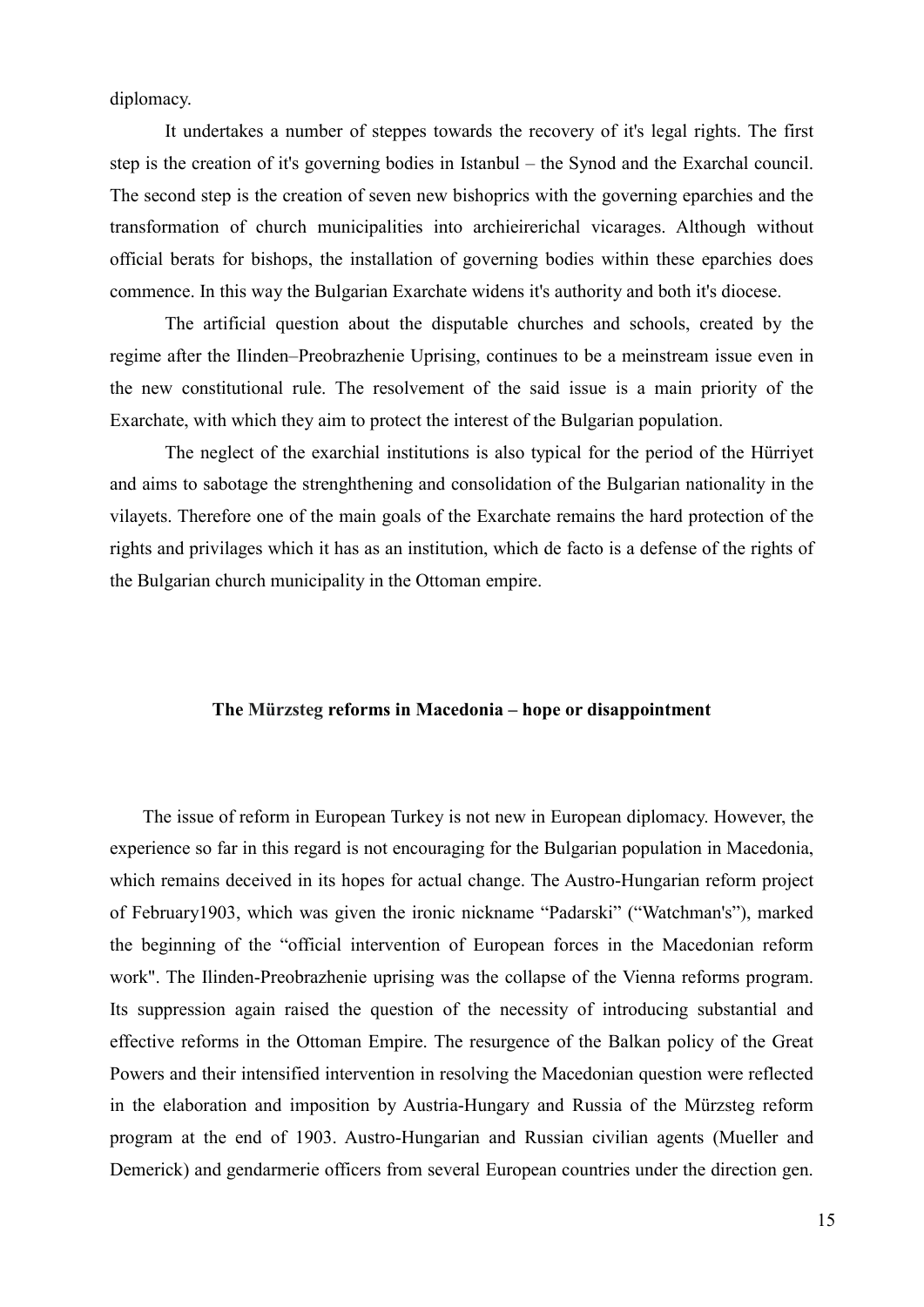diplomacy.

It undertakes a number of steppes towards the recovery of it's legal rights. The first step is the creation of it's governing bodies in Istanbul – the Synod and the Exarchal council. The second step is the creation of seven new bishoprics with the governing eparchies and the transformation of church municipalities into archieirerichal vicarages. Although without official berats for bishops, the installation of governing bodies within these eparchies does commence. In this way the Bulgarian Exarchate widens it's authority and both it's diocese.

The artificial question about the disputable churches and schools, created by the regime after the Ilinden–Preobrazhenie Uprising, continues to be a meinstream issue even in the new constitutional rule. The resolvement of the said issue is a main priority of the Exarchate, with which they aim to protect the interest of the Bulgarian population.

The neglect of the exarchial institutions is also typical for the period of the Hürriyet and aims to sabotage the strenghthening and consolidation of the Bulgarian nationality in the vilayets. Therefore one of the main goals of the Exarchate remains the hard protection of the rights and privilages which it has as an institution, which de facto is a defense of the rights of the Bulgarian church municipality in the Ottoman empire.

**The Mürzsteg reforms in Macedonia – hope or disappointment**

The issue of reform in European Turkey is not new in European diplomacy. However, the experience so far in this regard is not encouraging for the Bulgarian population in Macedonia, which remains deceived in its hopes for actual change. The Austro-Hungarian reform project of February1903, which was given the ironic nickname "Padarski" ("Watchman's"), marked the beginning of the "official intervention of European forces in the Macedonian reform work". The Ilinden-Preobrazhenie uprising was the collapse of the Vienna reforms program. Its suppression again raised the question of the necessity of introducing substantial and effective reforms in the Ottoman Empire. The resurgence of the Balkan policy of the Great Powers and their intensified intervention in resolving the Macedonian question were reflected in the elaboration and imposition by Austria-Hungary and Russia of the Mürzsteg reform program at the end of 1903. Austro-Hungarian and Russian civilian agents (Mueller and Demerick) and gendarmerie officers from several European countries under the direction gen.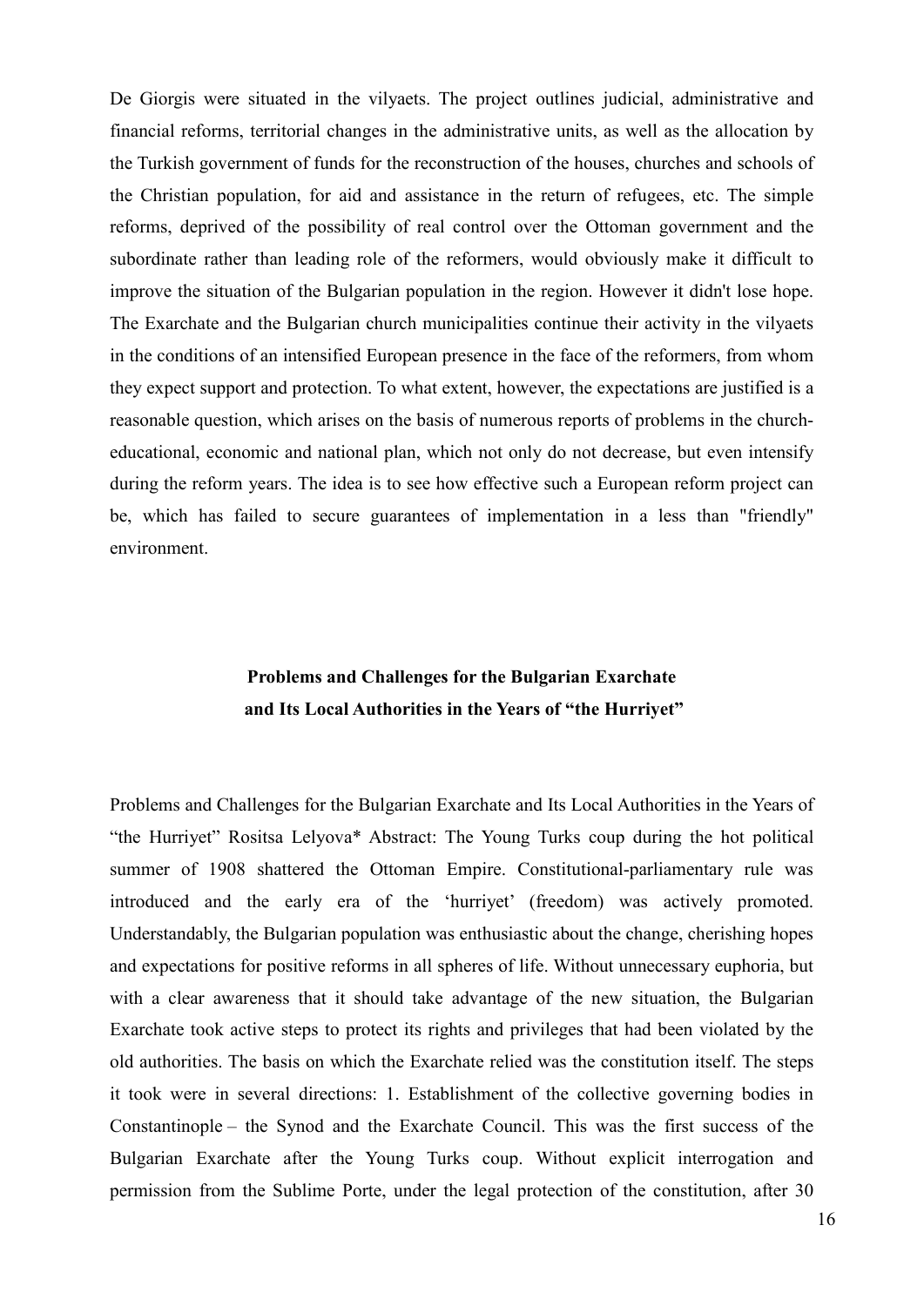De Giorgis were situated in the vilyaets. The project outlines judicial, administrative and financial reforms, territorial changes in the administrative units, as well as the allocation by the Turkish government of funds for the reconstruction of the houses, churches and schools of the Christian population, for aid and assistance in the return of refugees, etc. The simple reforms, deprived of the possibility of real control over the Ottoman government and the subordinate rather than leading role of the reformers, would obviously make it difficult to improve the situation of the Bulgarian population in the region. However it didn't lose hope. The Exarchate and the Bulgarian church municipalities continue their activity in the vilyaets in the conditions of an intensified European presence in the face of the reformers, from whom they expect support and protection. To what extent, however, the expectations are justified is a reasonable question, which arises on the basis of numerous reports of problems in the church-educational, economic and national plan, which not only do not decrease, but even intensify during the reform years. The idea is to see how effective such a European reform project can be, which has failed to secure guarantees of implementation in a less than "friendly" environment.

## Problems and Challenges for the Bulgarian Exarchate and Its Local Authorities in the Years of "the Hurriyet"

Problems and Challenges for the Bulgarian Exarchate and Its Local Authorities in the Years of "the Hurriyet" Rositsa Lelyova* Abstract: The Young Turks coup during the hot political summer of 1908 shattered the Ottoman Empire. Constitutional-parliamentary rule was introduced and the early era of the 'hurriyet' (freedom) was actively promoted. Understandably, the Bulgarian population was enthusiastic about the change, cherishing hopes and expectations for positive reforms in all spheres of life. Without unnecessary euphoria, but with a clear awareness that it should take advantage of the new situation, the Bulgarian Exarchate took active steps to protect its rights and privileges that had been violated by the old authorities. The basis on which the Exarchate relied was the constitution itself. The steps it took were in several directions: 1. Establishment of the collective governing bodies in Constantinople – the Synod and the Exarchate Council. This was the first success of the Bulgarian Exarchate after the Young Turks coup. Without explicit interrogation and permission from the Sublime Porte, under the legal protection of the constitution, after 30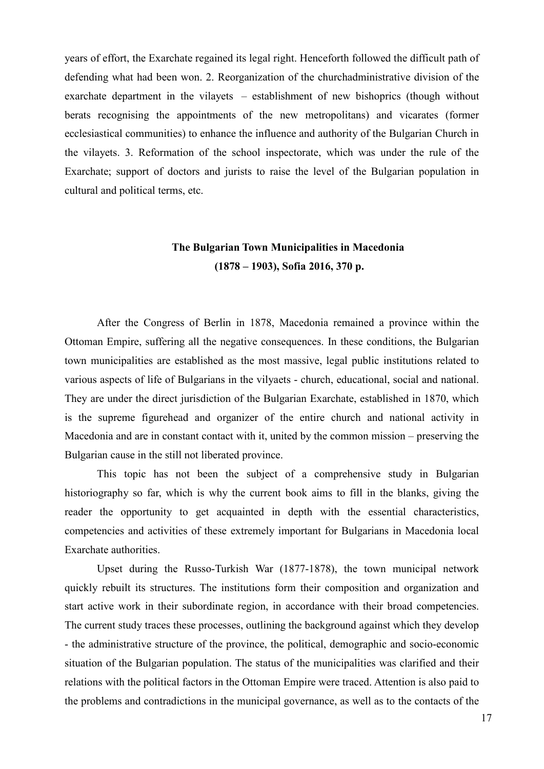years of effort, the Exarchate regained its legal right. Henceforth followed the difficult path of defending what had been won. 2. Reorganization of the churchadministrative division of the exarchate department in the vilayets – establishment of new bishoprics (though without berats recognising the appointments of the new metropolitans) and vicarates (former ecclesiastical communities) to enhance the influence and authority of the Bulgarian Church in the vilayets. 3. Reformation of the school inspectorate, which was under the rule of the Exarchate; support of doctors and jurists to raise the level of the Bulgarian population in cultural and political terms, etc.

## The Bulgarian Town Municipalities in Macedonia (1878 – 1903), Sofia 2016, 370 p.

After the Congress of Berlin in 1878, Macedonia remained a province within the Ottoman Empire, suffering all the negative consequences. In these conditions, the Bulgarian town municipalities are established as the most massive, legal public institutions related to various aspects of life of Bulgarians in the vilyaets - church, educational, social and national. They are under the direct jurisdiction of the Bulgarian Exarchate, established in 1870, which is the supreme figurehead and organizer of the entire church and national activity in Macedonia and are in constant contact with it, united by the common mission – preserving the Bulgarian cause in the still not liberated province.

This topic has not been the subject of a comprehensive study in Bulgarian historiography so far, which is why the current book aims to fill in the blanks, giving the reader the opportunity to get acquainted in depth with the essential characteristics, competencies and activities of these extremely important for Bulgarians in Macedonia local Exarchate authorities.

Upset during the Russo-Turkish War (1877-1878), the town municipal network quickly rebuilt its structures. The institutions form their composition and organization and start active work in their subordinate region, in accordance with their broad competencies. The current study traces these processes, outlining the background against which they develop - the administrative structure of the province, the political, demographic and socio-economic situation of the Bulgarian population. The status of the municipalities was clarified and their relations with the political factors in the Ottoman Empire were traced. Attention is also paid to the problems and contradictions in the municipal governance, as well as to the contacts of the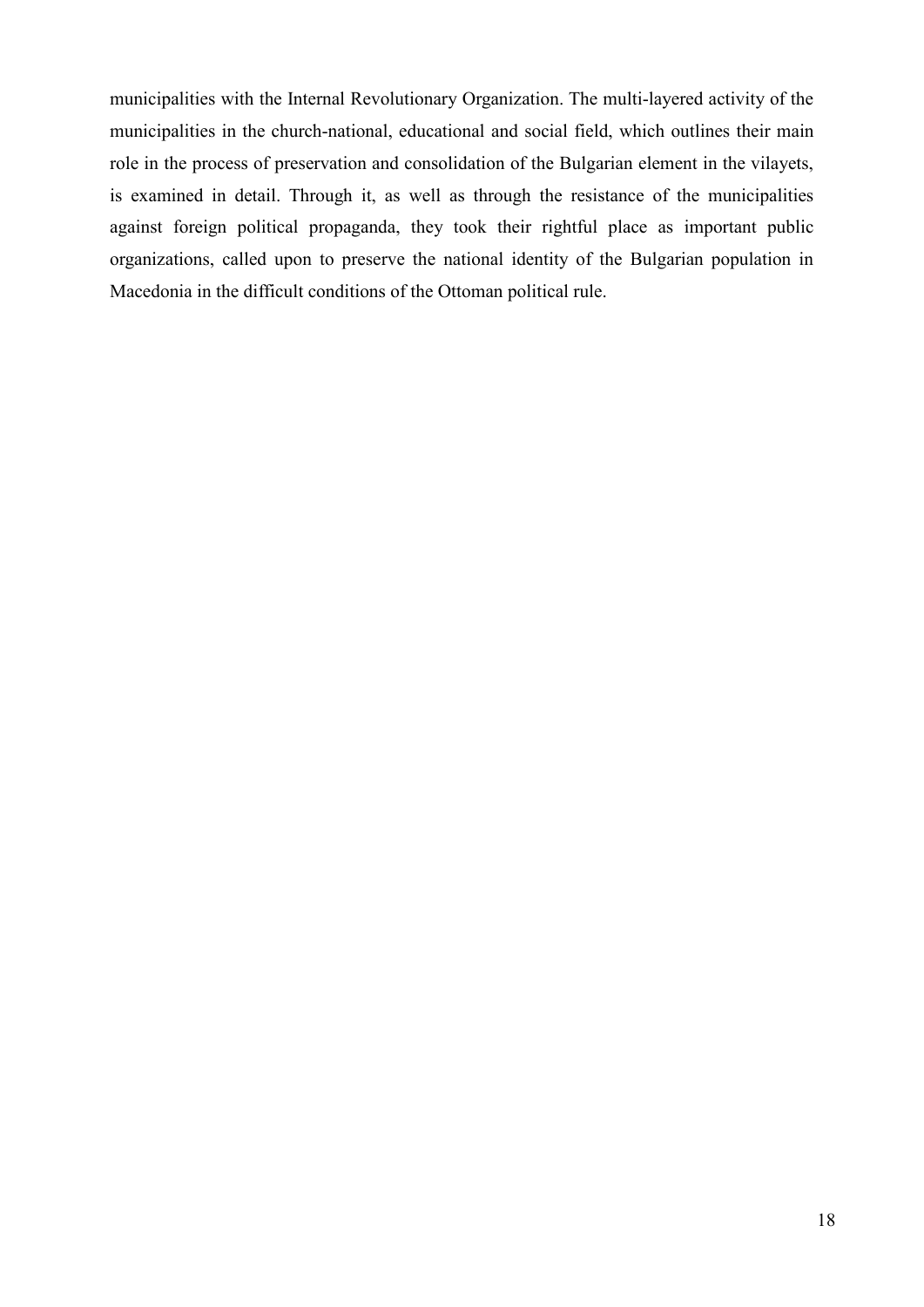municipalities with the Internal Revolutionary Organization. The multi-layered activity of the municipalities in the church-national, educational and social field, which outlines their main role in the process of preservation and consolidation of the Bulgarian element in the vilayets, is examined in detail. Through it, as well as through the resistance of the municipalities against foreign political propaganda, they took their rightful place as important public organizations, called upon to preserve the national identity of the Bulgarian population in Macedonia in the difficult conditions of the Ottoman political rule.